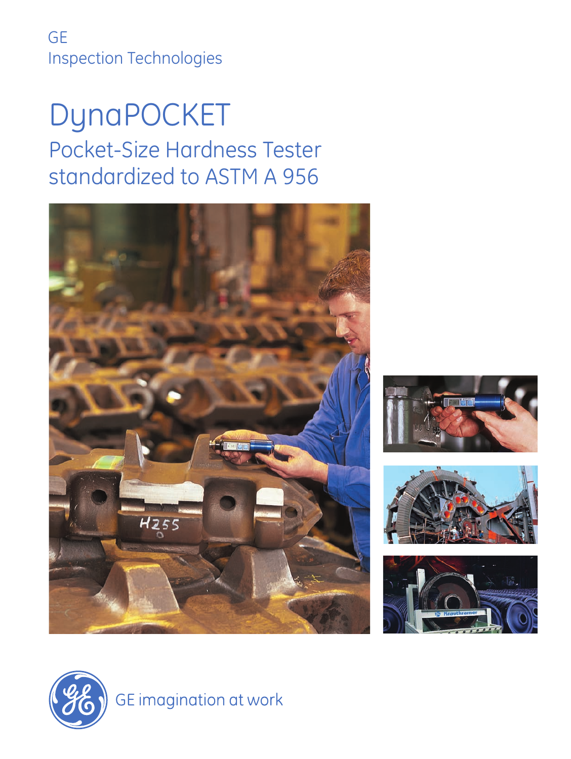GE
Inspection Technologies

# DynaPOCKET

## Pocket-Size Hardness Tester standardized to ASTM A 956

GE imagination at work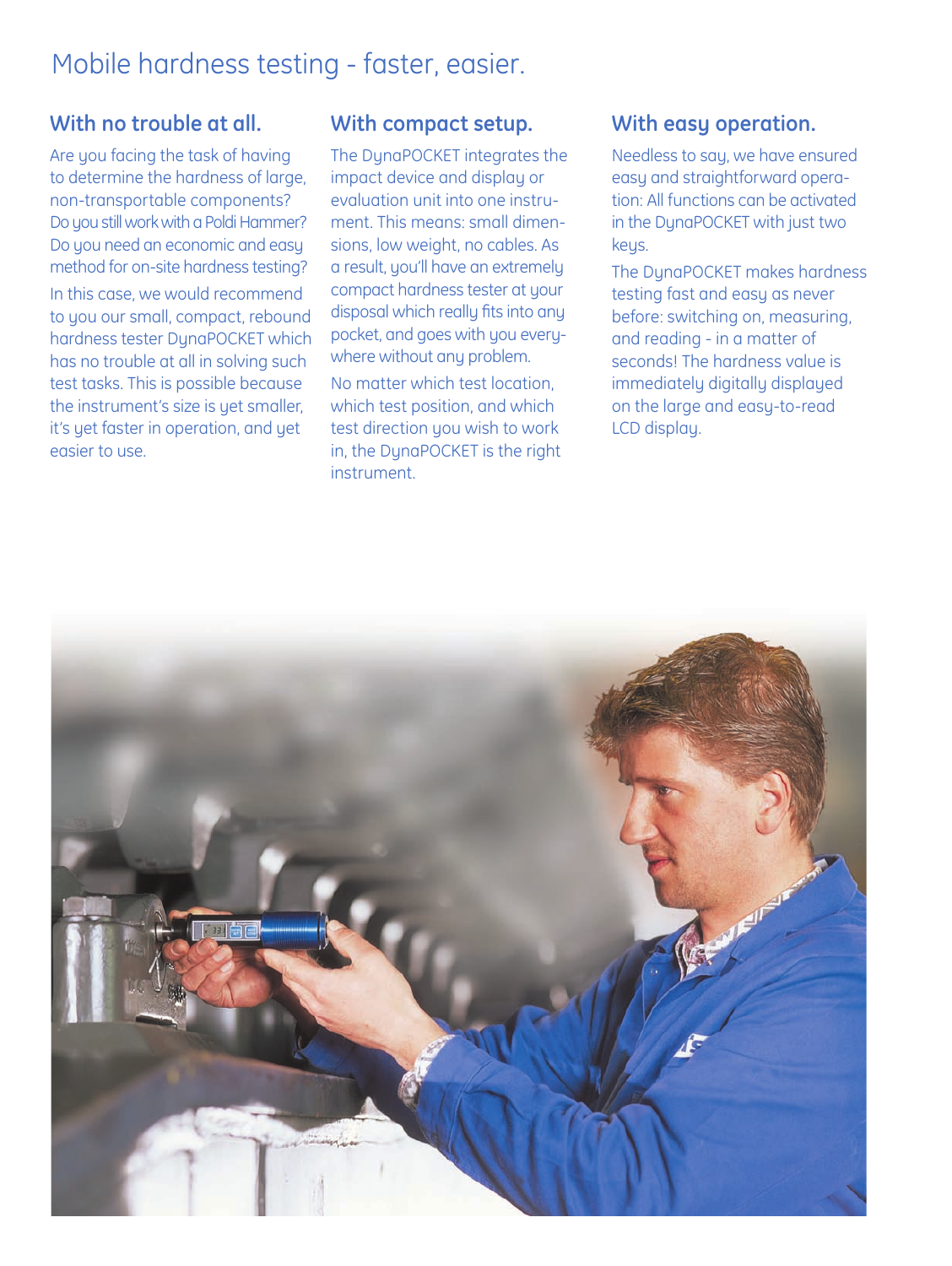# Mobile hardness testing - faster, easier.

## With no trouble at all.

Are you facing the task of having to determine the hardness of large, non-transportable components? Do you still work with a Poldi Hammer? Do you need an economic and easy method for on-site hardness testing?

In this case, we would recommend to you our small, compact, rebound hardness tester DynaPOCKET which has no trouble at all in solving such test tasks. This is possible because the instrument's size is yet smaller, it's yet faster in operation, and yet easier to use.

## With compact setup.

The DynaPOCKET integrates the impact device and display or evaluation unit into one instrument. This means: small dimensions, low weight, no cables. As a result, you'll have an extremely compact hardness tester at your disposal which really fits into any pocket, and goes with you everywhere without any problem.

No matter which test location, which test position, and which test direction you wish to work in, the DynaPOCKET is the right instrument.

## With easy operation.

Needless to say, we have ensured easy and straightforward operation: All functions can be activated in the DynaPOCKET with just two keys.

The DynaPOCKET makes hardness testing fast and easy as never before: switching on, measuring, and reading - in a matter of seconds! The hardness value is immediately digitally displayed on the large and easy-to-read LCD display.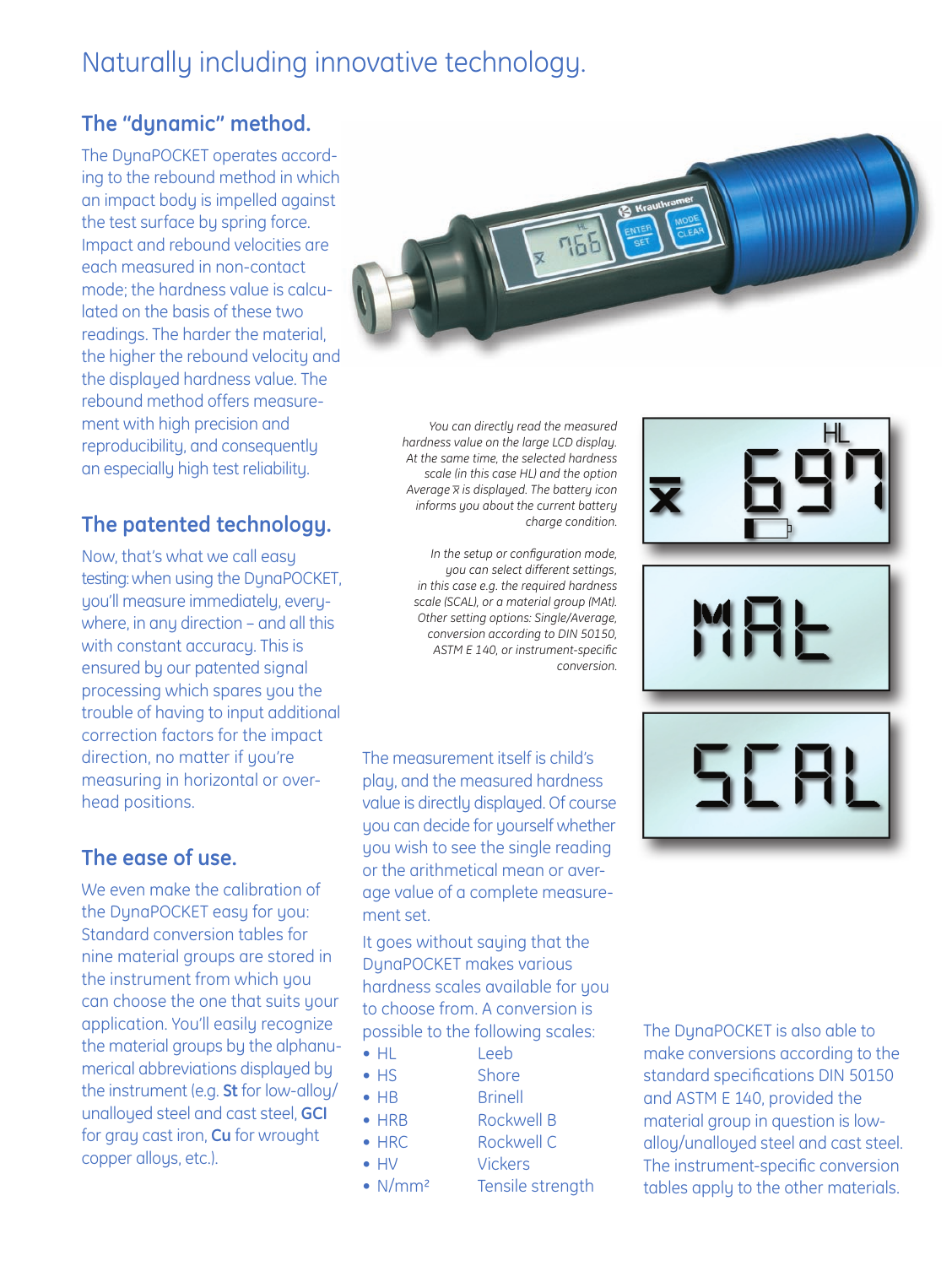# Naturally including innovative technology.

## The "dynamic" method.

The DynaPOCKET operates according to the rebound method in which an impact body is impelled against the test surface by spring force. Impact and rebound velocities are each measured in non-contact mode; the hardness value is calculated on the basis of these two readings. The harder the material, the higher the rebound velocity and the displayed hardness value. The rebound method offers measurement with high precision and reproducibility, and consequently an especially high test reliability.

## The patented technology.

Now, that's what we call easy testing: when using the DynaPOCKET, you'll measure immediately, everywhere, in any direction – and all this with constant accuracy. This is ensured by our patented signal processing which spares you the trouble of having to input additional correction factors for the impact direction, no matter if you're measuring in horizontal or overhead positions.

## The ease of use.

We even make the calibration of the DynaPOCKET easy for you: Standard conversion tables for nine material groups are stored in the instrument from which you can choose the one that suits your application. You'll easily recognize the material groups by the alphanumerical abbreviations displayed by the instrument (e.g. **St** for low-alloy/unalloyed steel and cast steel, **GCI** for gray cast iron, **Cu** for wrought copper alloys, etc.).

*You can directly read the measured hardness value on the large LCD display. At the same time, the selected hardness scale (in this case HL) and the option Average $\bar{x}$ is displayed. The battery icon informs you about the current battery charge condition.*

*In the setup or configuration mode, you can select different settings, in this case e.g. the required hardness scale (SCAL), or a material group (MAt). Other setting options: Single/Average, conversion according to DIN 50150, ASTM E 140, or instrument-specific conversion.*

The measurement itself is child's play, and the measured hardness value is directly displayed. Of course you can decide for yourself whether you wish to see the single reading or the arithmetical mean or average value of a complete measurement set.

It goes without saying that the DynaPOCKET makes various hardness scales available for you to choose from. A conversion is possible to the following scales:

- HL — Leeb
- HS — Shore
- HB — Brinell
- HRB — Rockwell B
- HRC — Rockwell C
- HV — Vickers
- N/mm² — Tensile strength

The DynaPOCKET is also able to make conversions according to the standard specifications DIN 50150 and ASTM E 140, provided the material group in question is low-alloy/unalloyed steel and cast steel. The instrument-specific conversion tables apply to the other materials.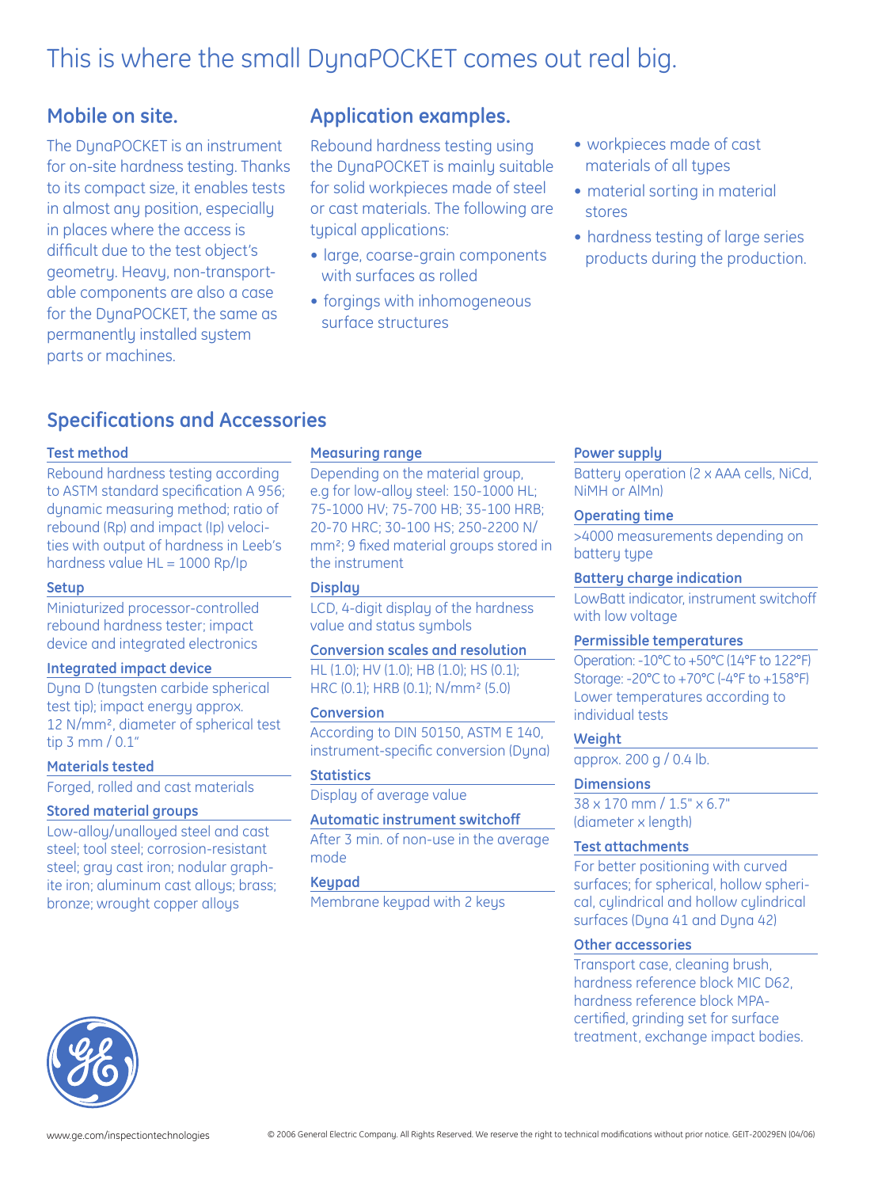# This is where the small DynaPOCKET comes out real big.

## Mobile on site.

The DynaPOCKET is an instrument for on-site hardness testing. Thanks to its compact size, it enables tests in almost any position, especially in places where the access is difficult due to the test object's geometry. Heavy, non-transportable components are also a case for the DynaPOCKET, the same as permanently installed system parts or machines.

## Application examples.

Rebound hardness testing using the DynaPOCKET is mainly suitable for solid workpieces made of steel or cast materials. The following are typical applications:

- large, coarse-grain components with surfaces as rolled
- forgings with inhomogeneous surface structures
- workpieces made of cast materials of all types
- material sorting in material stores
- hardness testing of large series products during the production.

## Specifications and Accessories

### Test method

Rebound hardness testing according to ASTM standard specification A 956; dynamic measuring method; ratio of rebound (Rp) and impact (Ip) velocities with output of hardness in Leeb's hardness value HL = 1000 Rp/Ip

### Setup

Miniaturized processor-controlled rebound hardness tester; impact device and integrated electronics

### Integrated impact device

Dyna D (tungsten carbide spherical test tip); impact energy approx. 12 N/mm², diameter of spherical test tip 3 mm / 0.1"

### Materials tested

Forged, rolled and cast materials

### Stored material groups

Low-alloy/unalloyed steel and cast steel; tool steel; corrosion-resistant steel; gray cast iron; nodular graphite iron; aluminum cast alloys; brass; bronze; wrought copper alloys

### Measuring range

Depending on the material group, e.g for low-alloy steel: 150-1000 HL; 75-1000 HV; 75-700 HB; 35-100 HRB; 20-70 HRC; 30-100 HS; 250-2200 N/mm²; 9 fixed material groups stored in the instrument

### Display

LCD, 4-digit display of the hardness value and status symbols

### Conversion scales and resolution

HL (1.0); HV (1.0); HB (1.0); HS (0.1); HRC (0.1); HRB (0.1); N/mm² (5.0)

### Conversion

According to DIN 50150, ASTM E 140, instrument-specific conversion (Dyna)

### Statistics

Display of average value

### Automatic instrument switchoff

After 3 min. of non-use in the average mode

### Keypad

Membrane keypad with 2 keys

### Power supply

Battery operation (2 x AAA cells, NiCd, NiMH or AlMn)

### Operating time

>4000 measurements depending on battery type

### Battery charge indication

LowBatt indicator, instrument switchoff with low voltage

### Permissible temperatures

Operation: -10°C to +50°C (14°F to 122°F)
Storage: -20°C to +70°C (-4°F to +158°F)
Lower temperatures according to individual tests

### Weight

approx. 200 g / 0.4 lb.

### Dimensions

38 x 170 mm / 1.5" x 6.7" (diameter x length)

### Test attachments

For better positioning with curved surfaces; for spherical, hollow spherical, cylindrical and hollow cylindrical surfaces (Dyna 41 and Dyna 42)

### Other accessories

Transport case, cleaning brush, hardness reference block MIC D62, hardness reference block MPA-certified, grinding set for surface treatment, exchange impact bodies.

www.ge.com/inspectiontechnologies

© 2006 General Electric Company. All Rights Reserved. We reserve the right to technical modifications without prior notice. GEIT-20029EN (04/06)